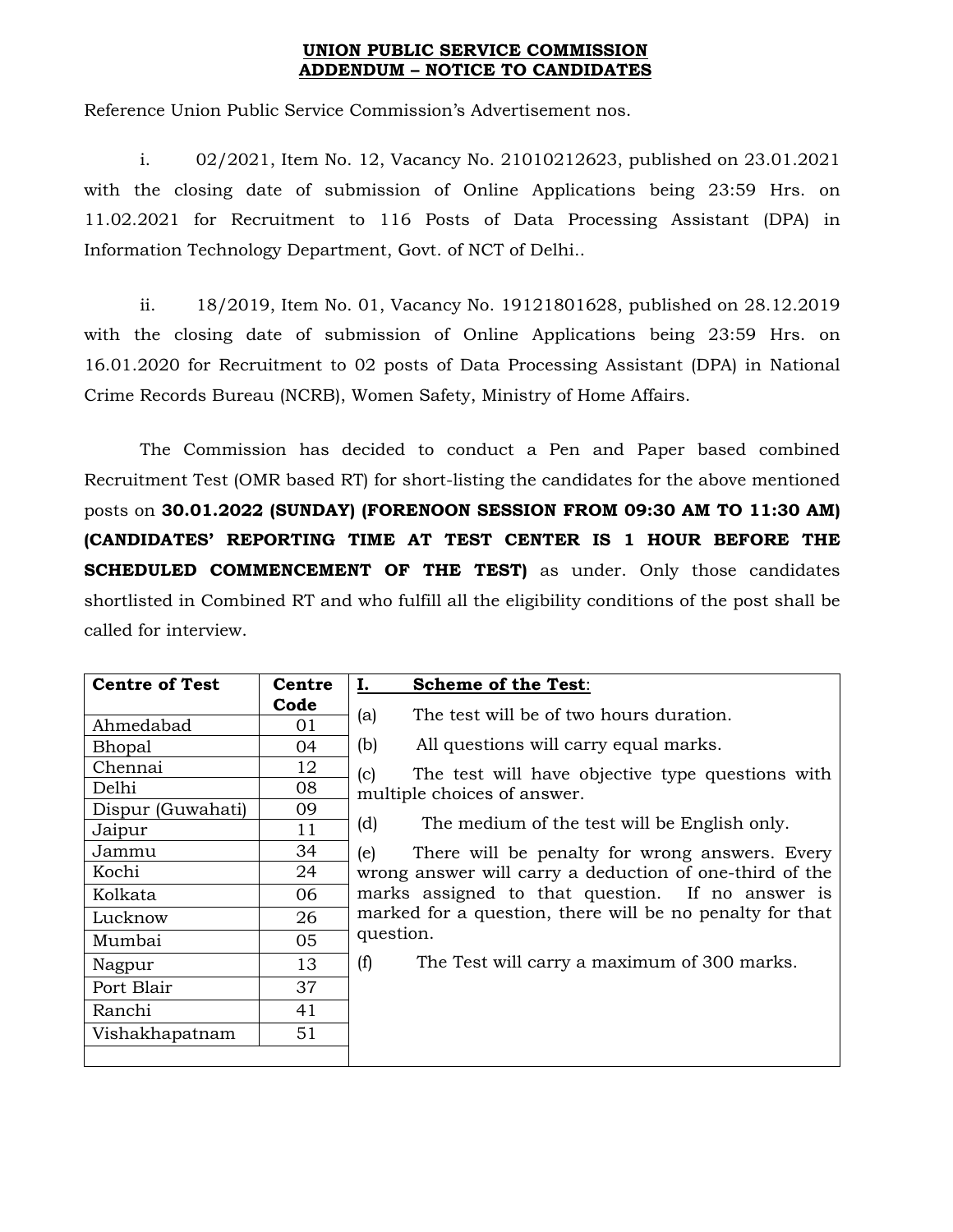**UNION PUBLIC SERVICE COMMISSION**
**ADDENDUM – NOTICE TO CANDIDATES**

Reference Union Public Service Commission's Advertisement nos.

i. 02/2021, Item No. 12, Vacancy No. 21010212623, published on 23.01.2021 with the closing date of submission of Online Applications being 23:59 Hrs. on 11.02.2021 for Recruitment to 116 Posts of Data Processing Assistant (DPA) in Information Technology Department, Govt. of NCT of Delhi..

ii. 18/2019, Item No. 01, Vacancy No. 19121801628, published on 28.12.2019 with the closing date of submission of Online Applications being 23:59 Hrs. on 16.01.2020 for Recruitment to 02 posts of Data Processing Assistant (DPA) in National Crime Records Bureau (NCRB), Women Safety, Ministry of Home Affairs.

The Commission has decided to conduct a Pen and Paper based combined Recruitment Test (OMR based RT) for short-listing the candidates for the above mentioned posts on **30.01.2022 (SUNDAY) (FORENOON SESSION FROM 09:30 AM TO 11:30 AM) (CANDIDATES' REPORTING TIME AT TEST CENTER IS 1 HOUR BEFORE THE SCHEDULED COMMENCEMENT OF THE TEST)** as under. Only those candidates shortlisted in Combined RT and who fulfill all the eligibility conditions of the post shall be called for interview.

| Centre of Test | Centre Code |
|---|---|
| Ahmedabad | 01 |
| Bhopal | 04 |
| Chennai | 12 |
| Delhi | 08 |
| Dispur (Guwahati) | 09 |
| Jaipur | 11 |
| Jammu | 34 |
| Kochi | 24 |
| Kolkata | 06 |
| Lucknow | 26 |
| Mumbai | 05 |
| Nagpur | 13 |
| Port Blair | 37 |
| Ranchi | 41 |
| Vishakhapatnam | 51 |

**I. Scheme of the Test**:

(a) The test will be of two hours duration.

(b) All questions will carry equal marks.

(c) The test will have objective type questions with multiple choices of answer.

(d) The medium of the test will be English only.

(e) There will be penalty for wrong answers. Every wrong answer will carry a deduction of one-third of the marks assigned to that question. If no answer is marked for a question, there will be no penalty for that question.

(f) The Test will carry a maximum of 300 marks.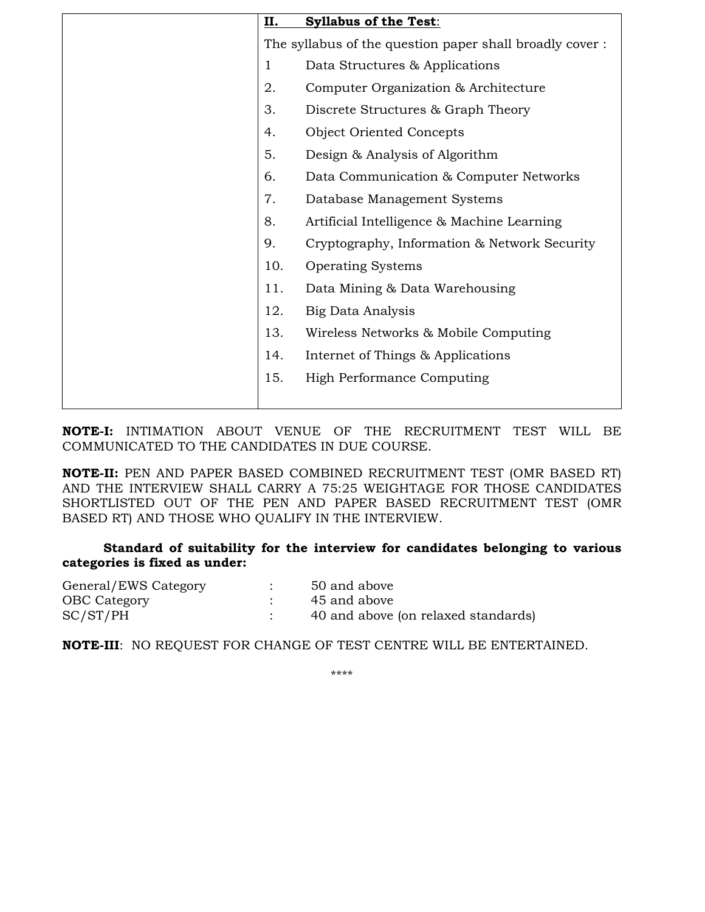| | |
|---|---|
| | **II. Syllabus of the Test**:<br><br>The syllabus of the question paper shall broadly cover :<br><br>1 Data Structures & Applications<br>2. Computer Organization & Architecture<br>3. Discrete Structures & Graph Theory<br>4. Object Oriented Concepts<br>5. Design & Analysis of Algorithm<br>6. Data Communication & Computer Networks<br>7. Database Management Systems<br>8. Artificial Intelligence & Machine Learning<br>9. Cryptography, Information & Network Security<br>10. Operating Systems<br>11. Data Mining & Data Warehousing<br>12. Big Data Analysis<br>13. Wireless Networks & Mobile Computing<br>14. Internet of Things & Applications<br>15. High Performance Computing |

**NOTE-I:** INTIMATION ABOUT VENUE OF THE RECRUITMENT TEST WILL BE COMMUNICATED TO THE CANDIDATES IN DUE COURSE.

**NOTE-II:** PEN AND PAPER BASED COMBINED RECRUITMENT TEST (OMR BASED RT) AND THE INTERVIEW SHALL CARRY A 75:25 WEIGHTAGE FOR THOSE CANDIDATES SHORTLISTED OUT OF THE PEN AND PAPER BASED RECRUITMENT TEST (OMR BASED RT) AND THOSE WHO QUALIFY IN THE INTERVIEW.

**Standard of suitability for the interview for candidates belonging to various categories is fixed as under:**

| | | |
|---|---|---|
| General/EWS Category | : | 50 and above |
| OBC Category | : | 45 and above |
| SC/ST/PH | : | 40 and above (on relaxed standards) |

**NOTE-III**: NO REQUEST FOR CHANGE OF TEST CENTRE WILL BE ENTERTAINED.

****